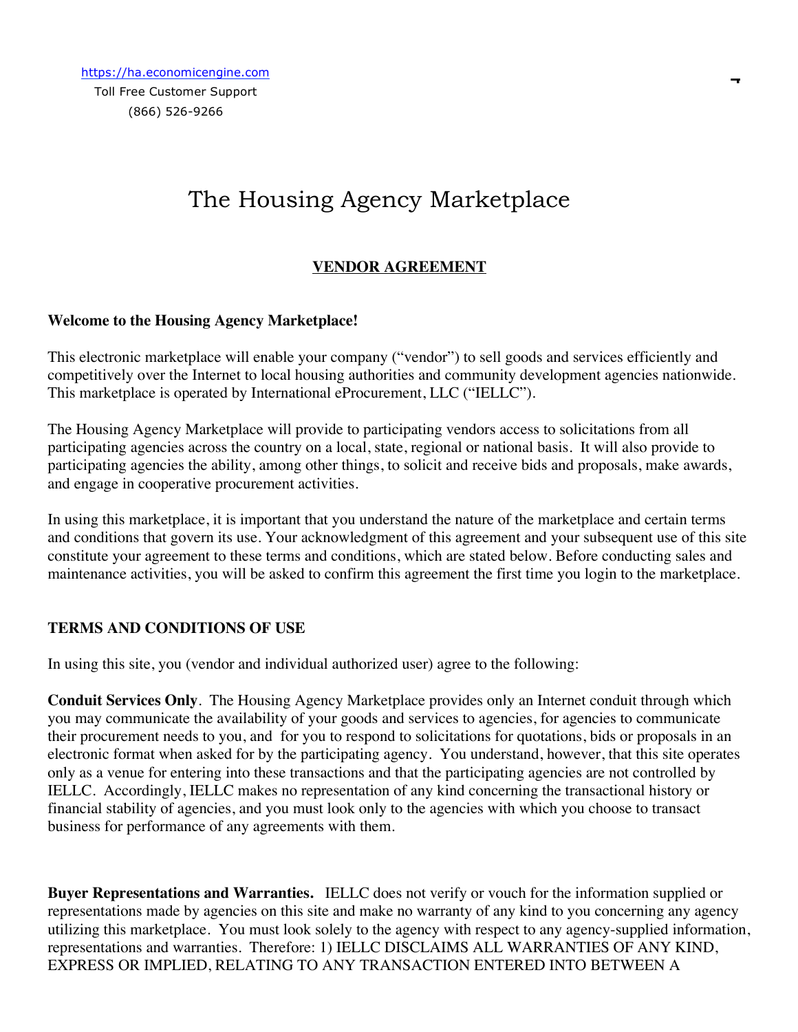https://ha.economicengine.com
Toll Free Customer Support
(866) 526-9266

# The Housing Agency Marketplace

## VENDOR AGREEMENT

**Welcome to the Housing Agency Marketplace!**

This electronic marketplace will enable your company ("vendor") to sell goods and services efficiently and competitively over the Internet to local housing authorities and community development agencies nationwide. This marketplace is operated by International eProcurement, LLC ("IELLC").

The Housing Agency Marketplace will provide to participating vendors access to solicitations from all participating agencies across the country on a local, state, regional or national basis. It will also provide to participating agencies the ability, among other things, to solicit and receive bids and proposals, make awards, and engage in cooperative procurement activities.

In using this marketplace, it is important that you understand the nature of the marketplace and certain terms and conditions that govern its use. Your acknowledgment of this agreement and your subsequent use of this site constitute your agreement to these terms and conditions, which are stated below. Before conducting sales and maintenance activities, you will be asked to confirm this agreement the first time you login to the marketplace.

**TERMS AND CONDITIONS OF USE**

In using this site, you (vendor and individual authorized user) agree to the following:

**Conduit Services Only**. The Housing Agency Marketplace provides only an Internet conduit through which you may communicate the availability of your goods and services to agencies, for agencies to communicate their procurement needs to you, and for you to respond to solicitations for quotations, bids or proposals in an electronic format when asked for by the participating agency. You understand, however, that this site operates only as a venue for entering into these transactions and that the participating agencies are not controlled by IELLC. Accordingly, IELLC makes no representation of any kind concerning the transactional history or financial stability of agencies, and you must look only to the agencies with which you choose to transact business for performance of any agreements with them.

**Buyer Representations and Warranties.** IELLC does not verify or vouch for the information supplied or representations made by agencies on this site and make no warranty of any kind to you concerning any agency utilizing this marketplace. You must look solely to the agency with respect to any agency-supplied information, representations and warranties. Therefore: 1) IELLC DISCLAIMS ALL WARRANTIES OF ANY KIND, EXPRESS OR IMPLIED, RELATING TO ANY TRANSACTION ENTERED INTO BETWEEN A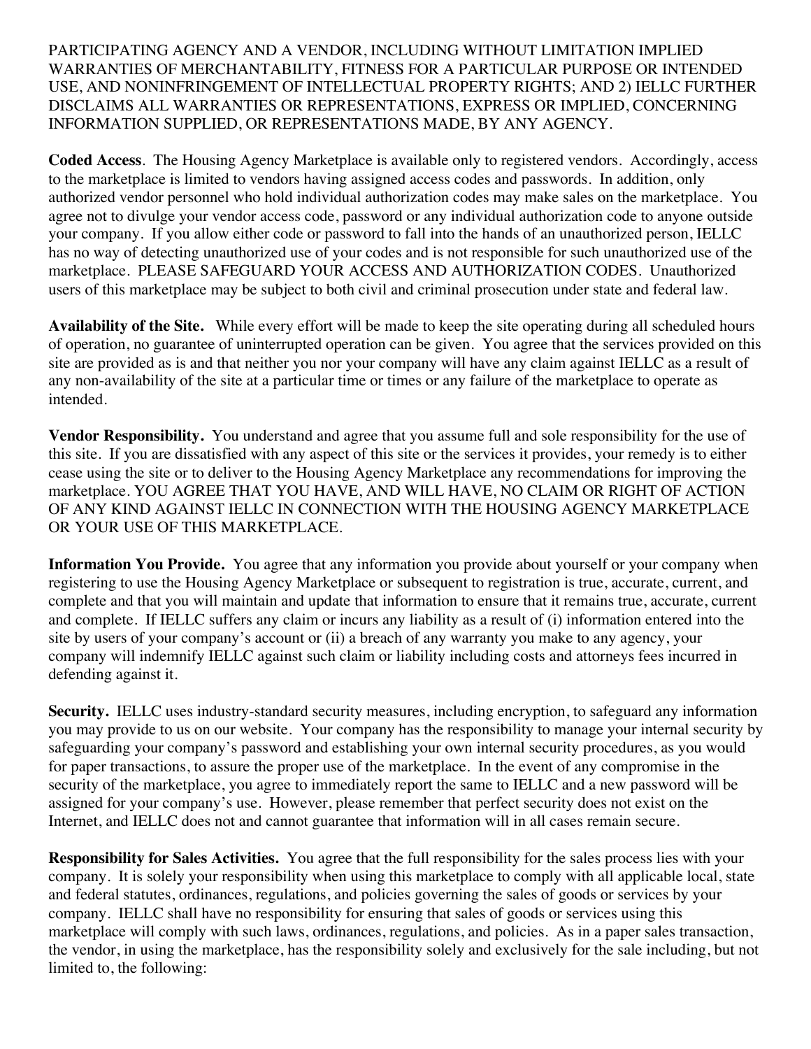PARTICIPATING AGENCY AND A VENDOR, INCLUDING WITHOUT LIMITATION IMPLIED WARRANTIES OF MERCHANTABILITY, FITNESS FOR A PARTICULAR PURPOSE OR INTENDED USE, AND NONINFRINGEMENT OF INTELLECTUAL PROPERTY RIGHTS; AND 2) IELLC FURTHER DISCLAIMS ALL WARRANTIES OR REPRESENTATIONS, EXPRESS OR IMPLIED, CONCERNING INFORMATION SUPPLIED, OR REPRESENTATIONS MADE, BY ANY AGENCY.

**Coded Access**. The Housing Agency Marketplace is available only to registered vendors. Accordingly, access to the marketplace is limited to vendors having assigned access codes and passwords. In addition, only authorized vendor personnel who hold individual authorization codes may make sales on the marketplace. You agree not to divulge your vendor access code, password or any individual authorization code to anyone outside your company. If you allow either code or password to fall into the hands of an unauthorized person, IELLC has no way of detecting unauthorized use of your codes and is not responsible for such unauthorized use of the marketplace. PLEASE SAFEGUARD YOUR ACCESS AND AUTHORIZATION CODES. Unauthorized users of this marketplace may be subject to both civil and criminal prosecution under state and federal law.

**Availability of the Site.** While every effort will be made to keep the site operating during all scheduled hours of operation, no guarantee of uninterrupted operation can be given. You agree that the services provided on this site are provided as is and that neither you nor your company will have any claim against IELLC as a result of any non-availability of the site at a particular time or times or any failure of the marketplace to operate as intended.

**Vendor Responsibility.** You understand and agree that you assume full and sole responsibility for the use of this site. If you are dissatisfied with any aspect of this site or the services it provides, your remedy is to either cease using the site or to deliver to the Housing Agency Marketplace any recommendations for improving the marketplace. YOU AGREE THAT YOU HAVE, AND WILL HAVE, NO CLAIM OR RIGHT OF ACTION OF ANY KIND AGAINST IELLC IN CONNECTION WITH THE HOUSING AGENCY MARKETPLACE OR YOUR USE OF THIS MARKETPLACE.

**Information You Provide.** You agree that any information you provide about yourself or your company when registering to use the Housing Agency Marketplace or subsequent to registration is true, accurate, current, and complete and that you will maintain and update that information to ensure that it remains true, accurate, current and complete. If IELLC suffers any claim or incurs any liability as a result of (i) information entered into the site by users of your company's account or (ii) a breach of any warranty you make to any agency, your company will indemnify IELLC against such claim or liability including costs and attorneys fees incurred in defending against it.

**Security.** IELLC uses industry-standard security measures, including encryption, to safeguard any information you may provide to us on our website. Your company has the responsibility to manage your internal security by safeguarding your company's password and establishing your own internal security procedures, as you would for paper transactions, to assure the proper use of the marketplace. In the event of any compromise in the security of the marketplace, you agree to immediately report the same to IELLC and a new password will be assigned for your company's use. However, please remember that perfect security does not exist on the Internet, and IELLC does not and cannot guarantee that information will in all cases remain secure.

**Responsibility for Sales Activities.** You agree that the full responsibility for the sales process lies with your company. It is solely your responsibility when using this marketplace to comply with all applicable local, state and federal statutes, ordinances, regulations, and policies governing the sales of goods or services by your company. IELLC shall have no responsibility for ensuring that sales of goods or services using this marketplace will comply with such laws, ordinances, regulations, and policies. As in a paper sales transaction, the vendor, in using the marketplace, has the responsibility solely and exclusively for the sale including, but not limited to, the following: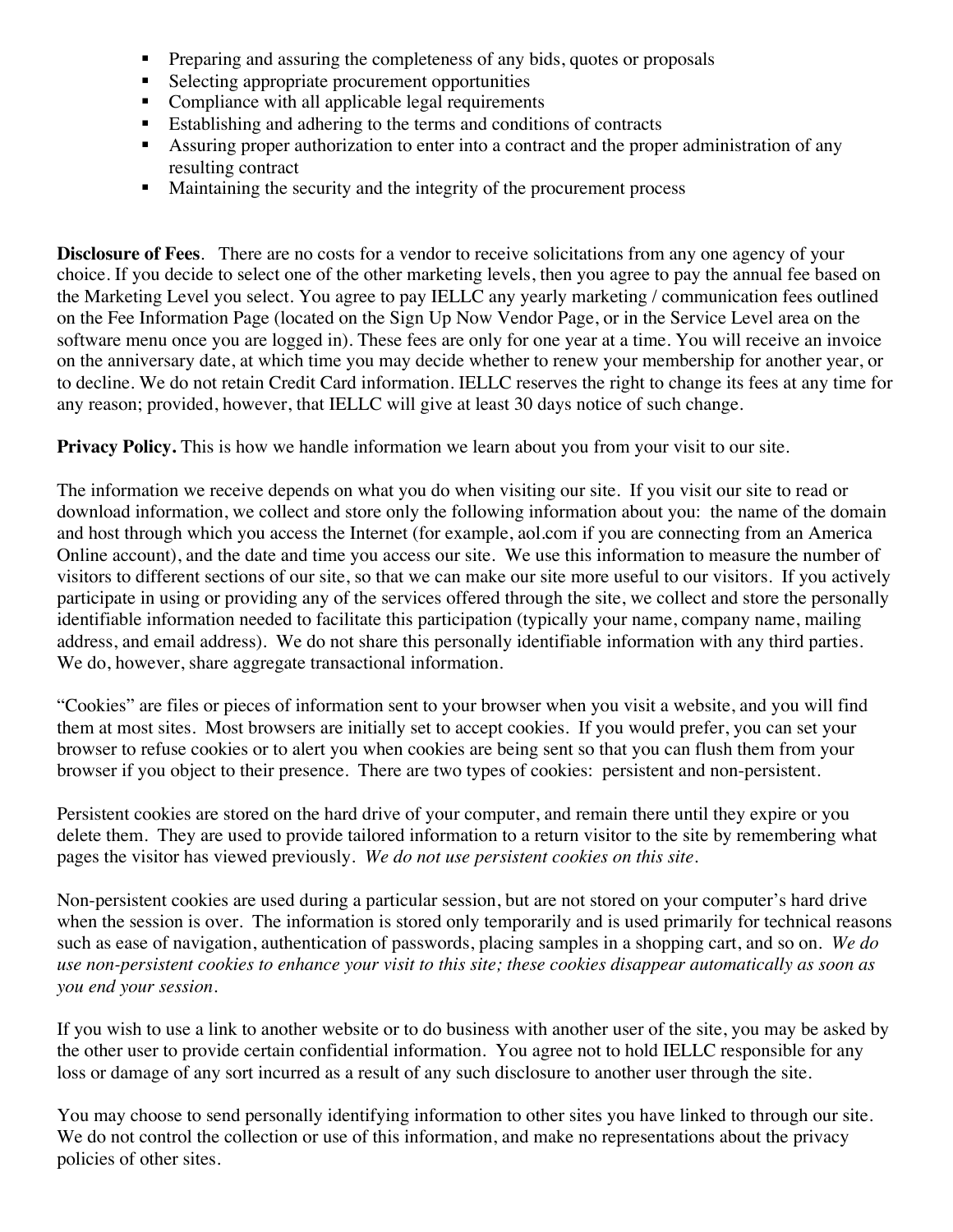- Preparing and assuring the completeness of any bids, quotes or proposals
- Selecting appropriate procurement opportunities
- Compliance with all applicable legal requirements
- Establishing and adhering to the terms and conditions of contracts
- Assuring proper authorization to enter into a contract and the proper administration of any resulting contract
- Maintaining the security and the integrity of the procurement process

**Disclosure of Fees**. There are no costs for a vendor to receive solicitations from any one agency of your choice. If you decide to select one of the other marketing levels, then you agree to pay the annual fee based on the Marketing Level you select. You agree to pay IELLC any yearly marketing / communication fees outlined on the Fee Information Page (located on the Sign Up Now Vendor Page, or in the Service Level area on the software menu once you are logged in). These fees are only for one year at a time. You will receive an invoice on the anniversary date, at which time you may decide whether to renew your membership for another year, or to decline. We do not retain Credit Card information. IELLC reserves the right to change its fees at any time for any reason; provided, however, that IELLC will give at least 30 days notice of such change.

**Privacy Policy.** This is how we handle information we learn about you from your visit to our site.

The information we receive depends on what you do when visiting our site. If you visit our site to read or download information, we collect and store only the following information about you: the name of the domain and host through which you access the Internet (for example, aol.com if you are connecting from an America Online account), and the date and time you access our site. We use this information to measure the number of visitors to different sections of our site, so that we can make our site more useful to our visitors. If you actively participate in using or providing any of the services offered through the site, we collect and store the personally identifiable information needed to facilitate this participation (typically your name, company name, mailing address, and email address). We do not share this personally identifiable information with any third parties. We do, however, share aggregate transactional information.

"Cookies" are files or pieces of information sent to your browser when you visit a website, and you will find them at most sites. Most browsers are initially set to accept cookies. If you would prefer, you can set your browser to refuse cookies or to alert you when cookies are being sent so that you can flush them from your browser if you object to their presence. There are two types of cookies: persistent and non-persistent.

Persistent cookies are stored on the hard drive of your computer, and remain there until they expire or you delete them. They are used to provide tailored information to a return visitor to the site by remembering what pages the visitor has viewed previously. *We do not use persistent cookies on this site.*

Non-persistent cookies are used during a particular session, but are not stored on your computer's hard drive when the session is over. The information is stored only temporarily and is used primarily for technical reasons such as ease of navigation, authentication of passwords, placing samples in a shopping cart, and so on. *We do use non-persistent cookies to enhance your visit to this site; these cookies disappear automatically as soon as you end your session.*

If you wish to use a link to another website or to do business with another user of the site, you may be asked by the other user to provide certain confidential information. You agree not to hold IELLC responsible for any loss or damage of any sort incurred as a result of any such disclosure to another user through the site.

You may choose to send personally identifying information to other sites you have linked to through our site. We do not control the collection or use of this information, and make no representations about the privacy policies of other sites.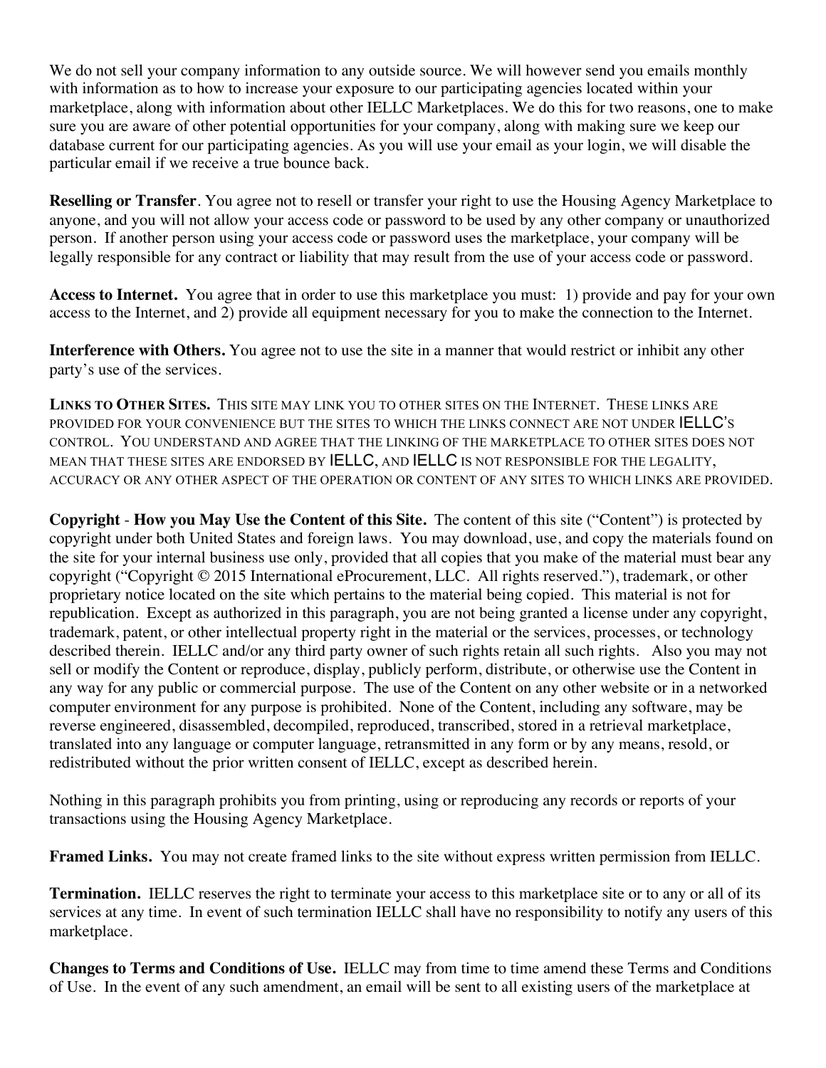We do not sell your company information to any outside source. We will however send you emails monthly with information as to how to increase your exposure to our participating agencies located within your marketplace, along with information about other IELLC Marketplaces. We do this for two reasons, one to make sure you are aware of other potential opportunities for your company, along with making sure we keep our database current for our participating agencies. As you will use your email as your login, we will disable the particular email if we receive a true bounce back.

**Reselling or Transfer**. You agree not to resell or transfer your right to use the Housing Agency Marketplace to anyone, and you will not allow your access code or password to be used by any other company or unauthorized person. If another person using your access code or password uses the marketplace, your company will be legally responsible for any contract or liability that may result from the use of your access code or password.

**Access to Internet.** You agree that in order to use this marketplace you must: 1) provide and pay for your own access to the Internet, and 2) provide all equipment necessary for you to make the connection to the Internet.

**Interference with Others.** You agree not to use the site in a manner that would restrict or inhibit any other party's use of the services.

**LINKS TO OTHER SITES.** THIS SITE MAY LINK YOU TO OTHER SITES ON THE INTERNET. THESE LINKS ARE PROVIDED FOR YOUR CONVENIENCE BUT THE SITES TO WHICH THE LINKS CONNECT ARE NOT UNDER IELLC'S CONTROL. YOU UNDERSTAND AND AGREE THAT THE LINKING OF THE MARKETPLACE TO OTHER SITES DOES NOT MEAN THAT THESE SITES ARE ENDORSED BY IELLC, AND IELLC IS NOT RESPONSIBLE FOR THE LEGALITY, ACCURACY OR ANY OTHER ASPECT OF THE OPERATION OR CONTENT OF ANY SITES TO WHICH LINKS ARE PROVIDED.

**Copyright** - **How you May Use the Content of this Site.** The content of this site ("Content") is protected by copyright under both United States and foreign laws. You may download, use, and copy the materials found on the site for your internal business use only, provided that all copies that you make of the material must bear any copyright ("Copyright © 2015 International eProcurement, LLC. All rights reserved."), trademark, or other proprietary notice located on the site which pertains to the material being copied. This material is not for republication. Except as authorized in this paragraph, you are not being granted a license under any copyright, trademark, patent, or other intellectual property right in the material or the services, processes, or technology described therein. IELLC and/or any third party owner of such rights retain all such rights. Also you may not sell or modify the Content or reproduce, display, publicly perform, distribute, or otherwise use the Content in any way for any public or commercial purpose. The use of the Content on any other website or in a networked computer environment for any purpose is prohibited. None of the Content, including any software, may be reverse engineered, disassembled, decompiled, reproduced, transcribed, stored in a retrieval marketplace, translated into any language or computer language, retransmitted in any form or by any means, resold, or redistributed without the prior written consent of IELLC, except as described herein.

Nothing in this paragraph prohibits you from printing, using or reproducing any records or reports of your transactions using the Housing Agency Marketplace.

**Framed Links.** You may not create framed links to the site without express written permission from IELLC.

**Termination.** IELLC reserves the right to terminate your access to this marketplace site or to any or all of its services at any time. In event of such termination IELLC shall have no responsibility to notify any users of this marketplace.

**Changes to Terms and Conditions of Use.** IELLC may from time to time amend these Terms and Conditions of Use. In the event of any such amendment, an email will be sent to all existing users of the marketplace at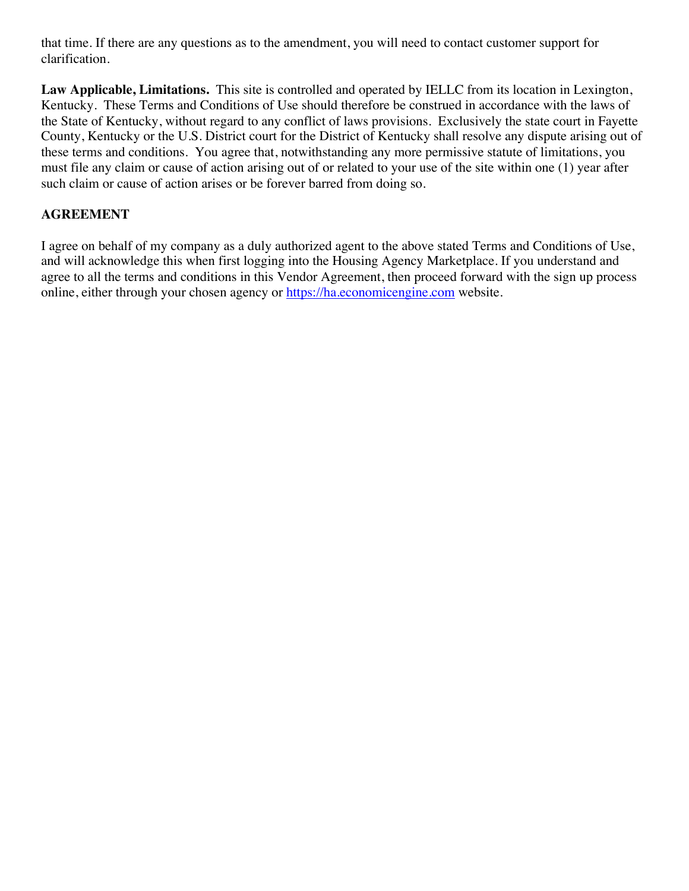that time. If there are any questions as to the amendment, you will need to contact customer support for clarification.

**Law Applicable, Limitations.** This site is controlled and operated by IELLC from its location in Lexington, Kentucky. These Terms and Conditions of Use should therefore be construed in accordance with the laws of the State of Kentucky, without regard to any conflict of laws provisions. Exclusively the state court in Fayette County, Kentucky or the U.S. District court for the District of Kentucky shall resolve any dispute arising out of these terms and conditions. You agree that, notwithstanding any more permissive statute of limitations, you must file any claim or cause of action arising out of or related to your use of the site within one (1) year after such claim or cause of action arises or be forever barred from doing so.

**AGREEMENT**

I agree on behalf of my company as a duly authorized agent to the above stated Terms and Conditions of Use, and will acknowledge this when first logging into the Housing Agency Marketplace. If you understand and agree to all the terms and conditions in this Vendor Agreement, then proceed forward with the sign up process online, either through your chosen agency or [https://ha.economicengine.com](https://ha.economicengine.com) website.